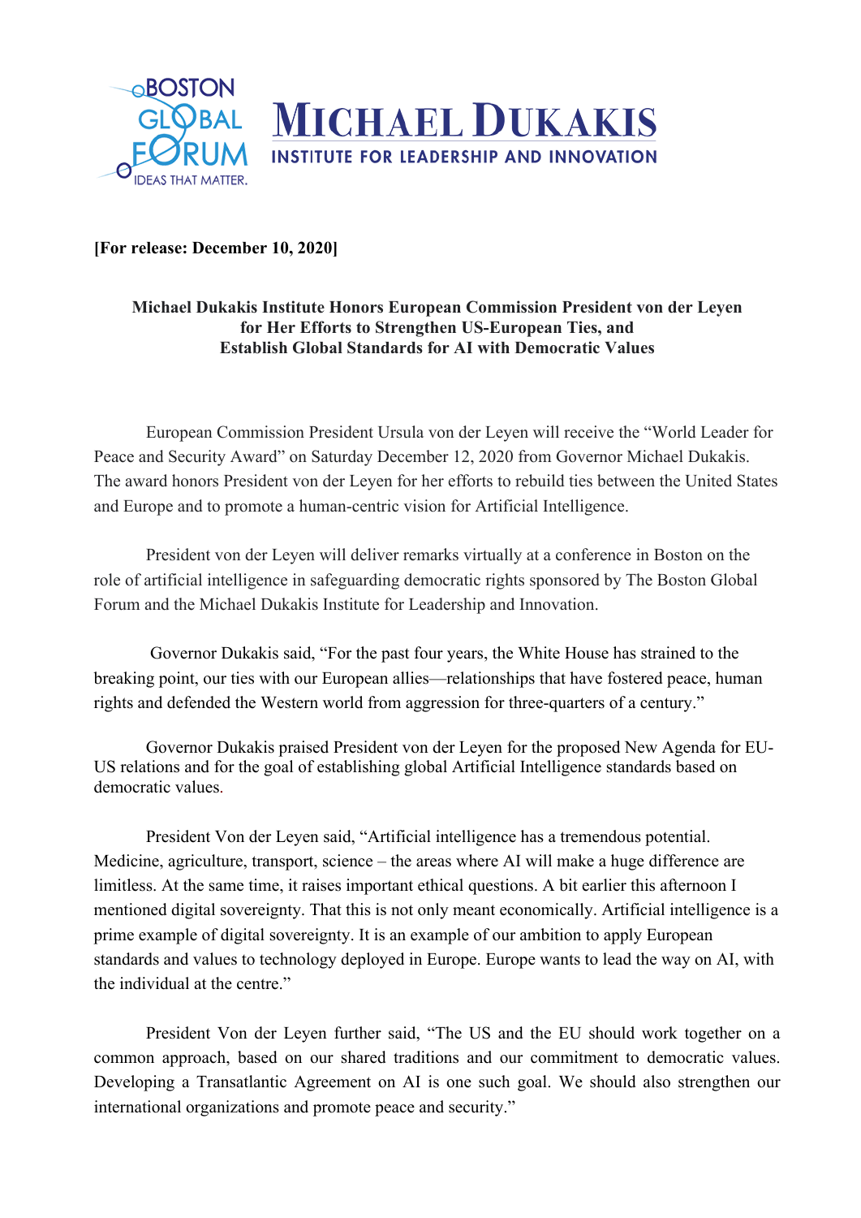BOSTON GLOBAL FORUM
IDEAS THAT MATTER.

MICHAEL DUKAKIS
INSTITUTE FOR LEADERSHIP AND INNOVATION

**[For release: December 10, 2020]**

**Michael Dukakis Institute Honors European Commission President von der Leyen for Her Efforts to Strengthen US-European Ties, and Establish Global Standards for AI with Democratic Values**

European Commission President Ursula von der Leyen will receive the "World Leader for Peace and Security Award" on Saturday December 12, 2020 from Governor Michael Dukakis. The award honors President von der Leyen for her efforts to rebuild ties between the United States and Europe and to promote a human-centric vision for Artificial Intelligence.

President von der Leyen will deliver remarks virtually at a conference in Boston on the role of artificial intelligence in safeguarding democratic rights sponsored by The Boston Global Forum and the Michael Dukakis Institute for Leadership and Innovation.

Governor Dukakis said, "For the past four years, the White House has strained to the breaking point, our ties with our European allies—relationships that have fostered peace, human rights and defended the Western world from aggression for three-quarters of a century."

Governor Dukakis praised President von der Leyen for the proposed New Agenda for EU-US relations and for the goal of establishing global Artificial Intelligence standards based on democratic values.

President Von der Leyen said, "Artificial intelligence has a tremendous potential. Medicine, agriculture, transport, science – the areas where AI will make a huge difference are limitless. At the same time, it raises important ethical questions. A bit earlier this afternoon I mentioned digital sovereignty. That this is not only meant economically. Artificial intelligence is a prime example of digital sovereignty. It is an example of our ambition to apply European standards and values to technology deployed in Europe. Europe wants to lead the way on AI, with the individual at the centre."

President Von der Leyen further said, "The US and the EU should work together on a common approach, based on our shared traditions and our commitment to democratic values. Developing a Transatlantic Agreement on AI is one such goal. We should also strengthen our international organizations and promote peace and security."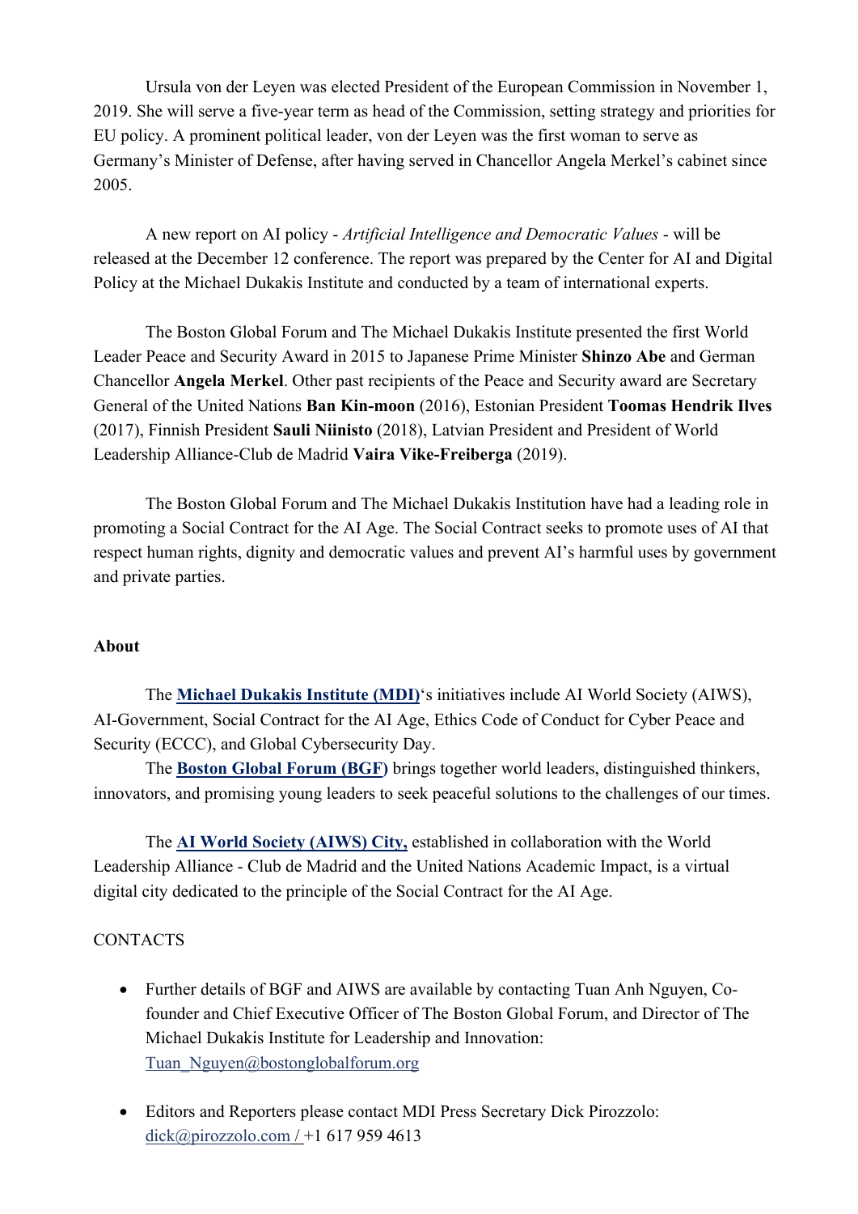Ursula von der Leyen was elected President of the European Commission in November 1, 2019. She will serve a five-year term as head of the Commission, setting strategy and priorities for EU policy. A prominent political leader, von der Leyen was the first woman to serve as Germany's Minister of Defense, after having served in Chancellor Angela Merkel's cabinet since 2005.

A new report on AI policy - *Artificial Intelligence and Democratic Values* - will be released at the December 12 conference. The report was prepared by the Center for AI and Digital Policy at the Michael Dukakis Institute and conducted by a team of international experts.

The Boston Global Forum and The Michael Dukakis Institute presented the first World Leader Peace and Security Award in 2015 to Japanese Prime Minister **Shinzo Abe** and German Chancellor **Angela Merkel**. Other past recipients of the Peace and Security award are Secretary General of the United Nations **Ban Kin-moon** (2016), Estonian President **Toomas Hendrik Ilves** (2017), Finnish President **Sauli Niinisto** (2018), Latvian President and President of World Leadership Alliance-Club de Madrid **Vaira Vike-Freiberga** (2019).

The Boston Global Forum and The Michael Dukakis Institution have had a leading role in promoting a Social Contract for the AI Age. The Social Contract seeks to promote uses of AI that respect human rights, dignity and democratic values and prevent AI's harmful uses by government and private parties.

**About**

The **Michael Dukakis Institute (MDI)**'s initiatives include AI World Society (AIWS), AI-Government, Social Contract for the AI Age, Ethics Code of Conduct for Cyber Peace and Security (ECCC), and Global Cybersecurity Day.

The **Boston Global Forum (BGF)** brings together world leaders, distinguished thinkers, innovators, and promising young leaders to seek peaceful solutions to the challenges of our times.

The **AI World Society (AIWS) City,** established in collaboration with the World Leadership Alliance - Club de Madrid and the United Nations Academic Impact, is a virtual digital city dedicated to the principle of the Social Contract for the AI Age.

CONTACTS

- Further details of BGF and AIWS are available by contacting Tuan Anh Nguyen, Co-founder and Chief Executive Officer of The Boston Global Forum, and Director of The Michael Dukakis Institute for Leadership and Innovation: Tuan_Nguyen@bostonglobalforum.org

- Editors and Reporters please contact MDI Press Secretary Dick Pirozzolo: dick@pirozzolo.com / +1 617 959 4613